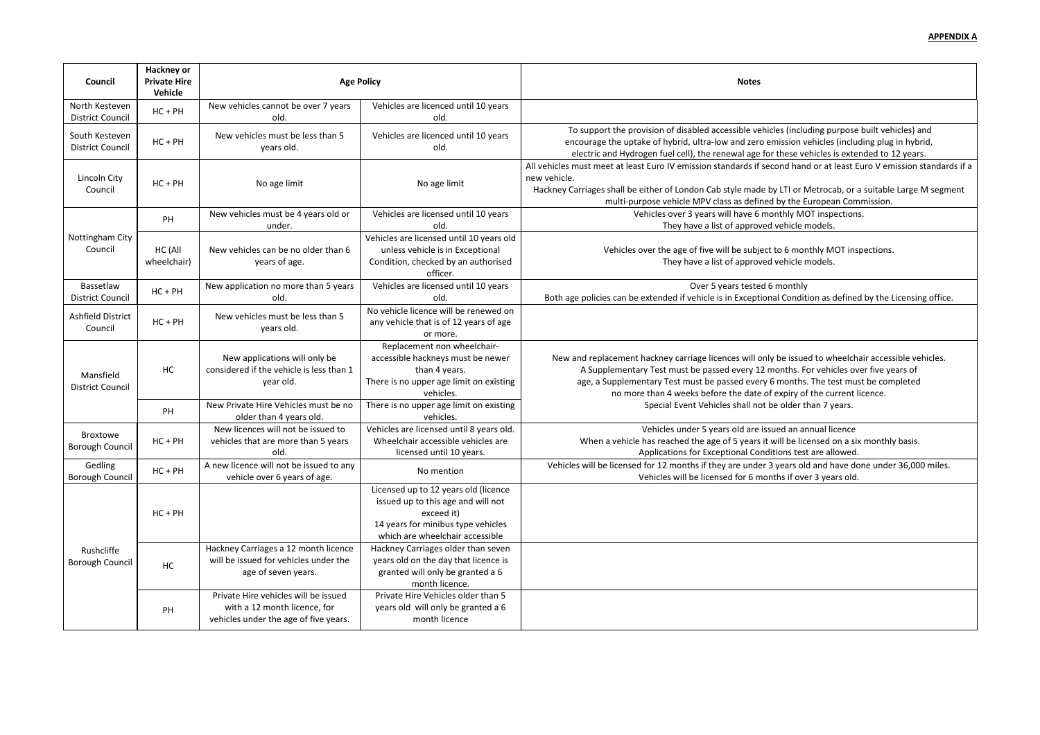**APPENDIX A**

| Council | Hackney or Private Hire Vehicle | Age Policy | | Notes |
|---|---|---|---|---|
| North Kesteven District Council | HC + PH | New vehicles cannot be over 7 years old. | Vehicles are licenced until 10 years old. | |
| South Kesteven District Council | HC + PH | New vehicles must be less than 5 years old. | Vehicles are licenced until 10 years old. | To support the provision of disabled accessible vehicles (including purpose built vehicles) and encourage the uptake of hybrid, ultra-low and zero emission vehicles (including plug in hybrid, electric and Hydrogen fuel cell), the renewal age for these vehicles is extended to 12 years. |
| Lincoln City Council | HC + PH | No age limit | No age limit | All vehicles must meet at least Euro IV emission standards if second hand or at least Euro V emission standards if a new vehicle. Hackney Carriages shall be either of London Cab style made by LTI or Metrocab, or a suitable Large M segment multi-purpose vehicle MPV class as defined by the European Commission. |
| Nottingham City Council | PH | New vehicles must be 4 years old or under. | Vehicles are licensed until 10 years old. | Vehicles over 3 years will have 6 monthly MOT inspections. They have a list of approved vehicle models. |
| | HC (All wheelchair) | New vehicles can be no older than 6 years of age. | Vehicles are licensed until 10 years old unless vehicle is in Exceptional Condition, checked by an authorised officer. | Vehicles over the age of five will be subject to 6 monthly MOT inspections. They have a list of approved vehicle models. |
| Bassetlaw District Council | HC + PH | New application no more than 5 years old. | Vehicles are licensed until 10 years old. | Over 5 years tested 6 monthly Both age policies can be extended if vehicle is in Exceptional Condition as defined by the Licensing office. |
| Ashfield District Council | HC + PH | New vehicles must be less than 5 years old. | No vehicle licence will be renewed on any vehicle that is of 12 years of age or more. | |
| Mansfield District Council | HC | New applications will only be considered if the vehicle is less than 1 year old. | Replacement non wheelchair-accessible hackneys must be newer than 4 years. There is no upper age limit on existing vehicles. | New and replacement hackney carriage licences will only be issued to wheelchair accessible vehicles. A Supplementary Test must be passed every 12 months. For vehicles over five years of age, a Supplementary Test must be passed every 6 months. The test must be completed no more than 4 weeks before the date of expiry of the current licence. Special Event Vehicles shall not be older than 7 years. |
| | PH | New Private Hire Vehicles must be no older than 4 years old. | There is no upper age limit on existing vehicles. | |
| Broxtowe Borough Council | HC + PH | New licences will not be issued to vehicles that are more than 5 years old. | Vehicles are licensed until 8 years old. Wheelchair accessible vehicles are licensed until 10 years. | Vehicles under 5 years old are issued an annual licence When a vehicle has reached the age of 5 years it will be licensed on a six monthly basis. Applications for Exceptional Conditions test are allowed. |
| Gedling Borough Council | HC + PH | A new licence will not be issued to any vehicle over 6 years of age. | No mention | Vehicles will be licensed for 12 months if they are under 3 years old and have done under 36,000 miles. Vehicles will be licensed for 6 months if over 3 years old. |
| Rushcliffe Borough Council | HC + PH | | Licensed up to 12 years old (licence issued up to this age and will not exceed it) 14 years for minibus type vehicles which are wheelchair accessible | |
| | HC | Hackney Carriages a 12 month licence will be issued for vehicles under the age of seven years. | Hackney Carriages older than seven years old on the day that licence is granted will only be granted a 6 month licence. | |
| | PH | Private Hire vehicles will be issued with a 12 month licence, for vehicles under the age of five years. | Private Hire Vehicles older than 5 years old will only be granted a 6 month licence | |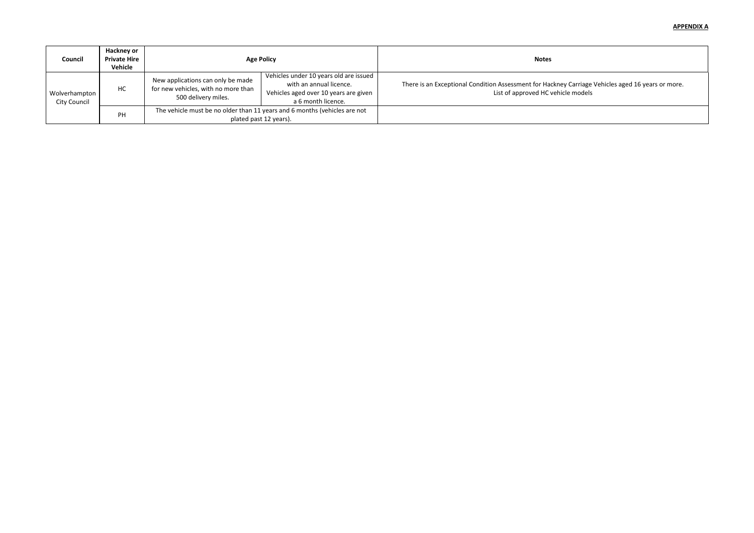**APPENDIX A**

| Council | Hackney or Private Hire Vehicle | Age Policy | | Notes |
|---|---|---|---|---|
| Wolverhampton City Council | HC | New applications can only be made for new vehicles, with no more than 500 delivery miles. | Vehicles under 10 years old are issued with an annual licence. Vehicles aged over 10 years are given a 6 month licence. | There is an Exceptional Condition Assessment for Hackney Carriage Vehicles aged 16 years or more. List of approved HC vehicle models |
| | PH | The vehicle must be no older than 11 years and 6 months (vehicles are not plated past 12 years). | | |